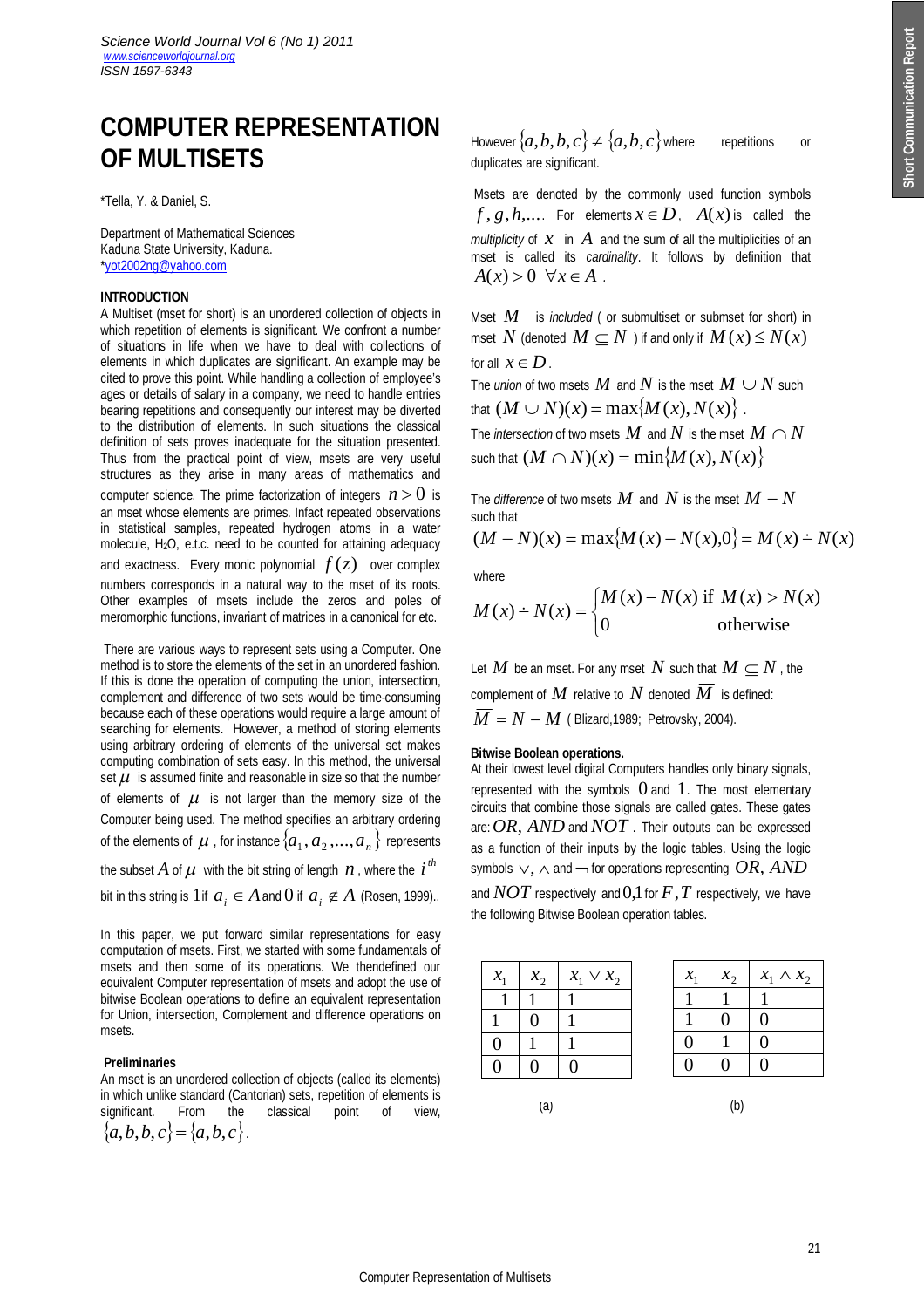# COMPUTER REPRESENTATION OF MULTISETS

*Tella, Y. & Daniel, S.

Department of Mathematical Sciences
Kaduna State University, Kaduna.
*yot2002ng@yahoo.com

### INTRODUCTION

A Multiset (mset for short) is an unordered collection of objects in which repetition of elements is significant. We confront a number of situations in life when we have to deal with collections of elements in which duplicates are significant. An example may be cited to prove this point. While handling a collection of employee's ages or details of salary in a company, we need to handle entries bearing repetitions and consequently our interest may be diverted to the distribution of elements. In such situations the classical definition of sets proves inadequate for the situation presented. Thus from the practical point of view, msets are very useful structures as they arise in many areas of mathematics and computer science. The prime factorization of integers $n > 0$ is an mset whose elements are primes. Infact repeated observations in statistical samples, repeated hydrogen atoms in a water molecule, $H_2O$, e.t.c. need to be counted for attaining adequacy and exactness. Every monic polynomial $f(z)$ over complex numbers corresponds in a natural way to the mset of its roots. Other examples of msets include the zeros and poles of meromorphic functions, invariant of matrices in a canonical for etc.

There are various ways to represent sets using a Computer. One method is to store the elements of the set in an unordered fashion. If this is done the operation of computing the union, intersection, complement and difference of two sets would be time-consuming because each of these operations would require a large amount of searching for elements. However, a method of storing elements using arbitrary ordering of elements of the universal set makes computing combination of sets easy. In this method, the universal set $\mu$ is assumed finite and reasonable in size so that the number of elements of $\mu$ is not larger than the memory size of the Computer being used. The method specifies an arbitrary ordering of the elements of $\mu$, for instance $\{a_1, a_2, ..., a_n\}$ represents the subset $A$ of $\mu$ with the bit string of length $n$, where the $i^{th}$ bit in this string is $1$ if $a_i \in A$ and $0$ if $a_i \notin A$ (Rosen, 1999)..

In this paper, we put forward similar representations for easy computation of msets. First, we started with some fundamentals of msets and then some of its operations. We thendefined our equivalent Computer representation of msets and adopt the use of bitwise Boolean operations to define an equivalent representation for Union, intersection, Complement and difference operations on msets.

### Preliminaries

An mset is an unordered collection of objects (called its elements) in which unlike standard (Cantorian) sets, repetition of elements is significant. From the classical point of view, $\{a,b,b,c\} = \{a,b,c\}$. However $\{a,b,b,c\} \neq \{a,b,c\}$ where repetitions or duplicates are significant.

Msets are denoted by the commonly used function symbols $f, g, h, ...$. For elements $x \in D$, $A(x)$ is called the *multiplicity* of $x$ in $A$ and the sum of all the multiplicities of an mset is called its *cardinality*. It follows by definition that $A(x) > 0 \ \forall x \in A$.

Mset $M$ is *included* ( or submultiset or submset for short) in mset $N$ (denoted $M \subseteq N$ ) if and only if $M(x) \leq N(x)$ for all $x \in D$.

The *union* of two msets $M$ and $N$ is the mset $M \cup N$ such that $(M \cup N)(x) = \max\{M(x), N(x)\}$.

The *intersection* of two msets $M$ and $N$ is the mset $M \cap N$ such that $(M \cap N)(x) = \min\{M(x), N(x)\}$

The *difference* of two msets $M$ and $N$ is the mset $M - N$ such that

$$(M - N)(x) = \max\{M(x) - N(x), 0\} = M(x) \dot{-} N(x)$$

where

$$M(x) \dot{-} N(x) = \begin{cases} M(x) - N(x) \text{ if } M(x) > N(x) \\ 0 \qquad\qquad \text{otherwise} \end{cases}$$

Let $M$ be an mset. For any mset $N$ such that $M \subseteq N$, the complement of $M$ relative to $N$ denoted $\overline{M}$ is defined: $\overline{M} = N - M$ ( Blizard,1989; Petrovsky, 2004).

### Bitwise Boolean operations.

At their lowest level digital Computers handles only binary signals, represented with the symbols $0$ and $1$. The most elementary circuits that combine those signals are called gates. These gates are: $OR$, $AND$ and $NOT$. Their outputs can be expressed as a function of their inputs by the logic tables. Using the logic symbols $\vee$, $\wedge$ and $\neg$ for operations representing $OR$, $AND$ and $NOT$ respectively and $0,1$ for $F, T$ respectively, we have the following Bitwise Boolean operation tables.

| $x_1$ | $x_2$ | $x_1 \vee x_2$ |
|---|---|---|
| 1 | 1 | 1 |
| 1 | 0 | 1 |
| 0 | 1 | 1 |
| 0 | 0 | 0 |

(a)

| $x_1$ | $x_2$ | $x_1 \wedge x_2$ |
|---|---|---|
| 1 | 1 | 1 |
| 1 | 0 | 0 |
| 0 | 1 | 0 |
| 0 | 0 | 0 |

(b)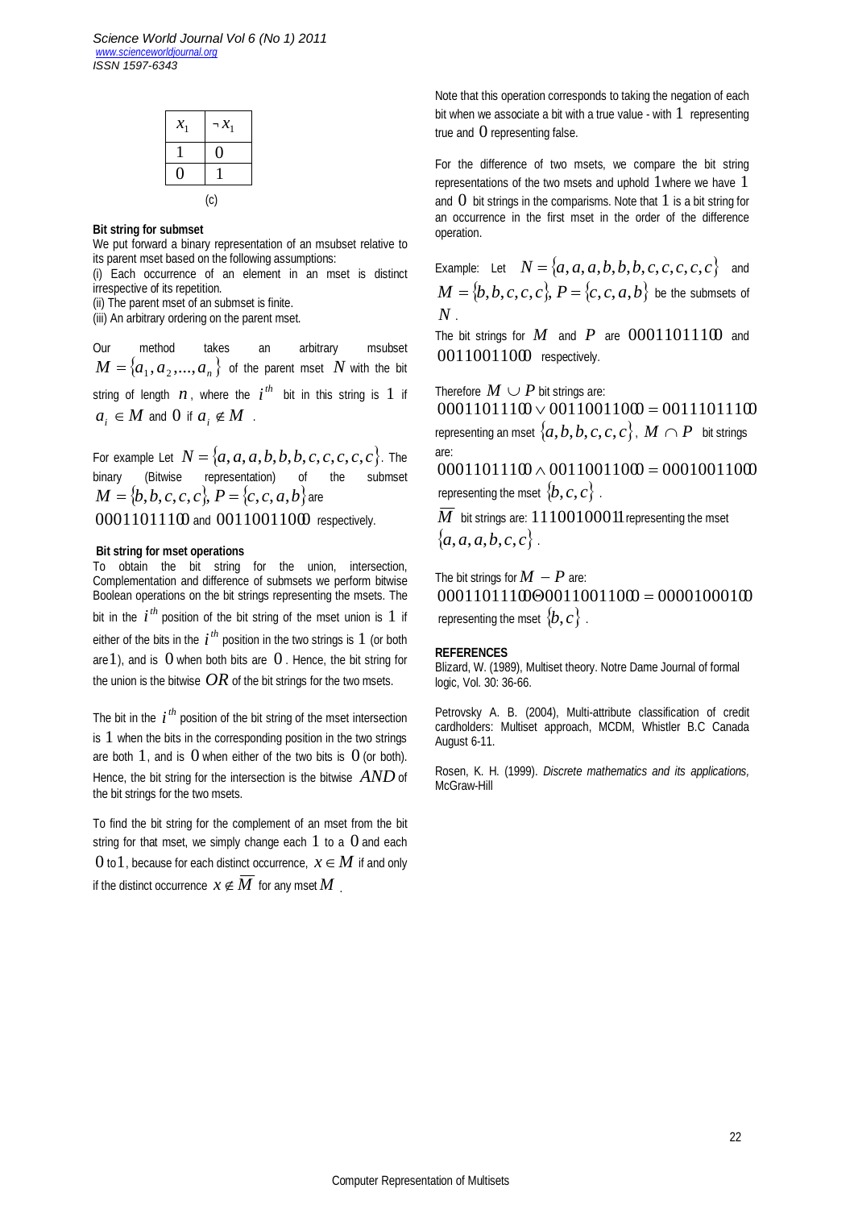| $x_1$ | $\neg x_1$ |
| --- | --- |
| 1 | 0 |
| 0 | 1 |

(c)

**Bit string for submset**

We put forward a binary representation of an msubset relative to its parent mset based on the following assumptions:

(i) Each occurrence of an element in an mset is distinct irrespective of its repetition.

(ii) The parent mset of an submset is finite.

(iii) An arbitrary ordering on the parent mset.

Our method takes an arbitrary msubset $M = \{a_1, a_2, ..., a_n\}$ of the parent mset $N$ with the bit string of length $n$, where the $i^{th}$ bit in this string is $1$ if $a_i \in M$ and $0$ if $a_i \notin M$.

For example Let $N = \{a, a, a, b, b, b, c, c, c, c, c\}$. The binary (Bitwise representation) of the submset $M = \{b, b, c, c, c\}, P = \{c, c, a, b\}$ are $00011011100$ and $00110011000$ respectively.

**Bit string for mset operations**

To obtain the bit string for the union, intersection, Complementation and difference of submsets we perform bitwise Boolean operations on the bit strings representing the msets. The bit in the $i^{th}$ position of the bit string of the mset union is $1$ if either of the bits in the $i^{th}$ position in the two strings is $1$ (or both are $1$), and is $0$ when both bits are $0$. Hence, the bit string for the union is the bitwise $OR$ of the bit strings for the two msets.

The bit in the $i^{th}$ position of the bit string of the mset intersection is $1$ when the bits in the corresponding position in the two strings are both $1$, and is $0$ when either of the two bits is $0$ (or both). Hence, the bit string for the intersection is the bitwise $AND$ of the bit strings for the two msets.

To find the bit string for the complement of an mset from the bit string for that mset, we simply change each $1$ to a $0$ and each $0$ to $1$, because for each distinct occurrence, $x \in M$ if and only if the distinct occurrence $x \notin \overline{M}$ for any mset $M$.

Note that this operation corresponds to taking the negation of each bit when we associate a bit with a true value - with $1$ representing true and $0$ representing false.

For the difference of two msets, we compare the bit string representations of the two msets and uphold $1$ where we have $1$ and $0$ bit strings in the comparisons. Note that $1$ is a bit string for an occurrence in the first mset in the order of the difference operation.

Example: Let $N = \{a, a, a, b, b, b, c, c, c, c, c\}$ and $M = \{b, b, c, c, c\}, P = \{c, c, a, b\}$ be the submsets of $N$.

The bit strings for $M$ and $P$ are $00011011100$ and $00110011000$ respectively.

Therefore $M \cup P$ bit strings are:

$00011011100 \vee 00110011000 = 00111011100$

representing an mset $\{a, b, b, c, c, c\}$, $M \cap P$ bit strings are:

$00011011100 \wedge 00110011000 = 00010011000$

representing the mset $\{b, c, c\}$.

$\overline{M}$ bit strings are: $11100100011$ representing the mset $\{a, a, a, b, c, c\}$.

The bit strings for $M - P$ are:

$00011011100 \Theta 00110011000 = 00001000100$

representing the mset $\{b, c\}$.

**REFERENCES**

Blizard, W. (1989), Multiset theory. Notre Dame Journal of formal logic, Vol. 30: 36-66.

Petrovsky A. B. (2004), Multi-attribute classification of credit cardholders: Multiset approach, MCDM, Whistler B.C Canada August 6-11.

Rosen, K. H. (1999). *Discrete mathematics and its applications,* McGraw-Hill